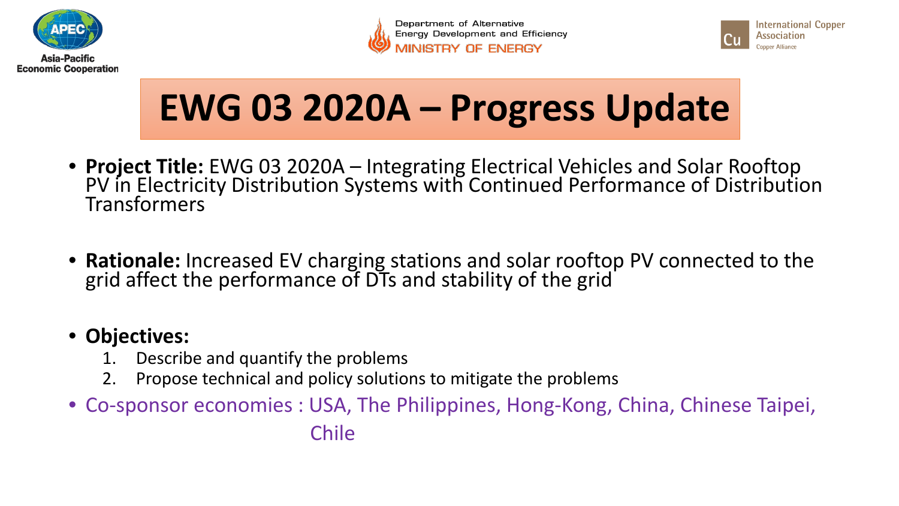Asia-Pacific Economic Cooperation

Department of Alternative Energy Development and Efficiency
MINISTRY OF ENERGY

International Copper Association
Copper Alliance

# EWG 03 2020A – Progress Update

- **Project Title:** EWG 03 2020A – Integrating Electrical Vehicles and Solar Rooftop PV in Electricity Distribution Systems with Continued Performance of Distribution Transformers

- **Rationale:** Increased EV charging stations and solar rooftop PV connected to the grid affect the performance of DTs and stability of the grid

- **Objectives:**
  1. Describe and quantify the problems
  2. Propose technical and policy solutions to mitigate the problems
- Co-sponsor economies : USA, The Philippines, Hong-Kong, China, Chinese Taipei, Chile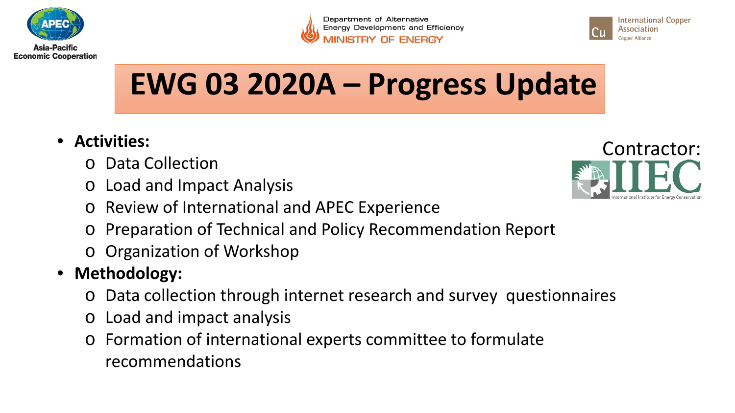# EWG 03 2020A – Progress Update

Contractor: IIEC

- **Activities:**
  - Data Collection
  - Load and Impact Analysis
  - Review of International and APEC Experience
  - Preparation of Technical and Policy Recommendation Report
  - Organization of Workshop
- **Methodology:**
  - Data collection through internet research and survey questionnaires
  - Load and impact analysis
  - Formation of international experts committee to formulate recommendations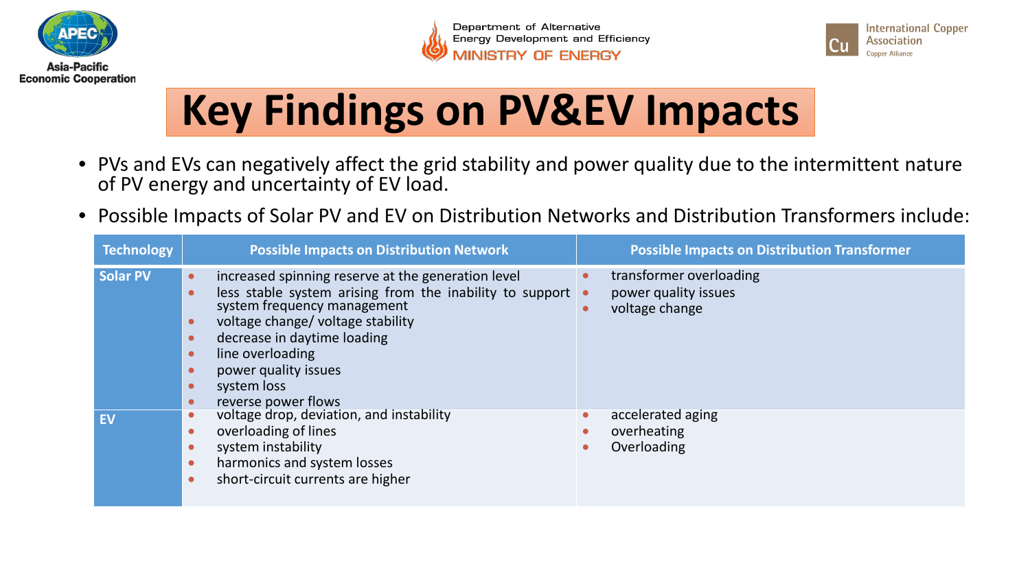# Key Findings on PV&EV Impacts

- PVs and EVs can negatively affect the grid stability and power quality due to the intermittent nature of PV energy and uncertainty of EV load.
- Possible Impacts of Solar PV and EV on Distribution Networks and Distribution Transformers include:

| Technology | Possible Impacts on Distribution Network | Possible Impacts on Distribution Transformer |
|---|---|---|
| **Solar PV** | • increased spinning reserve at the generation level<br>• less stable system arising from the inability to support system frequency management<br>• voltage change/ voltage stability<br>• decrease in daytime loading<br>• line overloading<br>• power quality issues<br>• system loss<br>• reverse power flows | • transformer overloading<br>• power quality issues<br>• voltage change |
| **EV** | • voltage drop, deviation, and instability<br>• overloading of lines<br>• system instability<br>• harmonics and system losses<br>• short-circuit currents are higher | • accelerated aging<br>• overheating<br>• Overloading |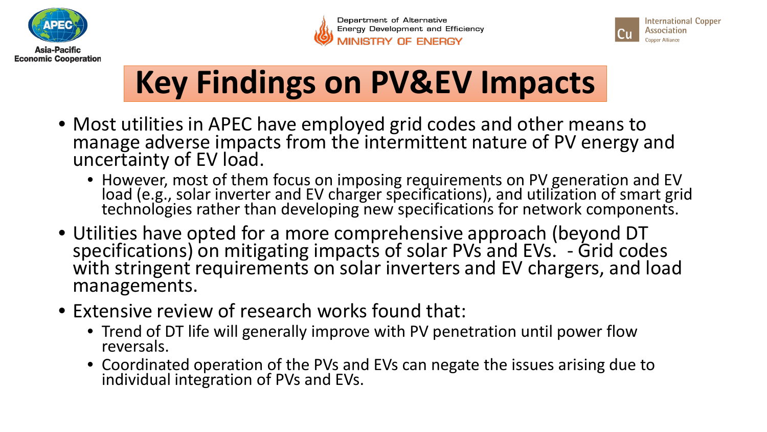# Key Findings on PV&EV Impacts

- Most utilities in APEC have employed grid codes and other means to manage adverse impacts from the intermittent nature of PV energy and uncertainty of EV load.
  - However, most of them focus on imposing requirements on PV generation and EV load (e.g., solar inverter and EV charger specifications), and utilization of smart grid technologies rather than developing new specifications for network components.
- Utilities have opted for a more comprehensive approach (beyond DT specifications) on mitigating impacts of solar PVs and EVs. - Grid codes with stringent requirements on solar inverters and EV chargers, and load managements.
- Extensive review of research works found that:
  - Trend of DT life will generally improve with PV penetration until power flow reversals.
  - Coordinated operation of the PVs and EVs can negate the issues arising due to individual integration of PVs and EVs.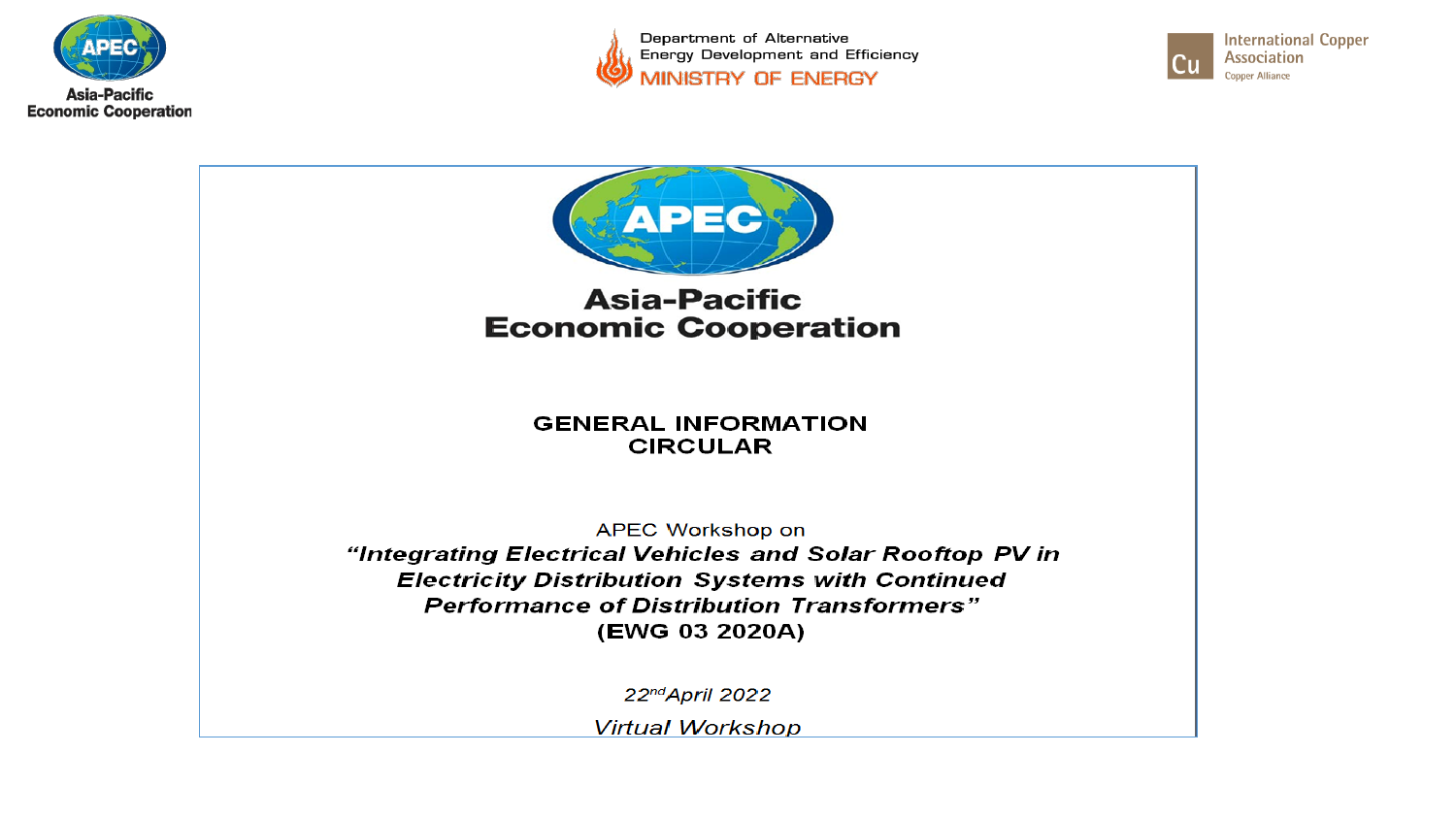Asia-Pacific
Economic Cooperation

Department of Alternative
Energy Development and Efficiency
MINISTRY OF ENERGY

International Copper
Association
Copper Alliance

Asia-Pacific
Economic Cooperation

**GENERAL INFORMATION**
**CIRCULAR**

APEC Workshop on

***"Integrating Electrical Vehicles and Solar Rooftop PV in Electricity Distribution Systems with Continued Performance of Distribution Transformers"***

**(EWG 03 2020A)**

*22nd April 2022*

*Virtual Workshop*